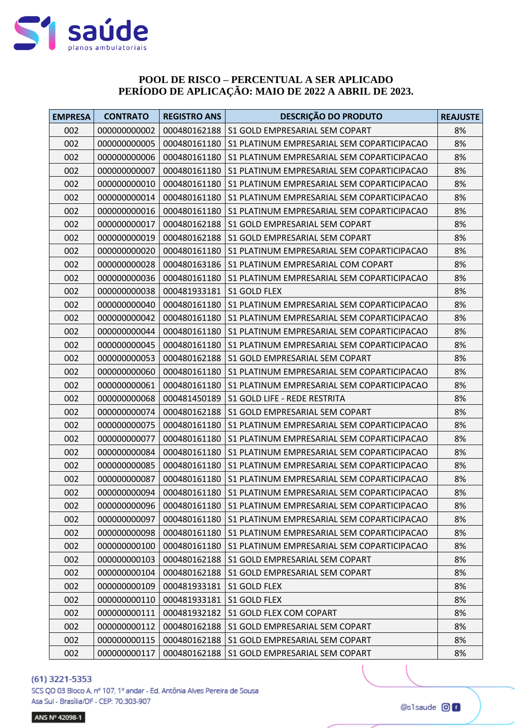# POOL DE RISCO – PERCENTUAL A SER APLICADO
# PERÍODO DE APLICAÇÃO: MAIO DE 2022 A ABRIL DE 2023.

| EMPRESA | CONTRATO | REGISTRO ANS | DESCRIÇÃO DO PRODUTO | REAJUSTE |
|---|---|---|---|---|
| 002 | 000000000002 | 000480162188 | S1 GOLD EMPRESARIAL SEM COPART | 8% |
| 002 | 000000000005 | 000480161180 | S1 PLATINUM EMPRESARIAL SEM COPARTICIPACAO | 8% |
| 002 | 000000000006 | 000480161180 | S1 PLATINUM EMPRESARIAL SEM COPARTICIPACAO | 8% |
| 002 | 000000000007 | 000480161180 | S1 PLATINUM EMPRESARIAL SEM COPARTICIPACAO | 8% |
| 002 | 000000000010 | 000480161180 | S1 PLATINUM EMPRESARIAL SEM COPARTICIPACAO | 8% |
| 002 | 000000000014 | 000480161180 | S1 PLATINUM EMPRESARIAL SEM COPARTICIPACAO | 8% |
| 002 | 000000000016 | 000480161180 | S1 PLATINUM EMPRESARIAL SEM COPARTICIPACAO | 8% |
| 002 | 000000000017 | 000480162188 | S1 GOLD EMPRESARIAL SEM COPART | 8% |
| 002 | 000000000019 | 000480162188 | S1 GOLD EMPRESARIAL SEM COPART | 8% |
| 002 | 000000000020 | 000480161180 | S1 PLATINUM EMPRESARIAL SEM COPARTICIPACAO | 8% |
| 002 | 000000000028 | 000480163186 | S1 PLATINUM EMPRESARIAL COM COPART | 8% |
| 002 | 000000000036 | 000480161180 | S1 PLATINUM EMPRESARIAL SEM COPARTICIPACAO | 8% |
| 002 | 000000000038 | 000481933181 | S1 GOLD FLEX | 8% |
| 002 | 000000000040 | 000480161180 | S1 PLATINUM EMPRESARIAL SEM COPARTICIPACAO | 8% |
| 002 | 000000000042 | 000480161180 | S1 PLATINUM EMPRESARIAL SEM COPARTICIPACAO | 8% |
| 002 | 000000000044 | 000480161180 | S1 PLATINUM EMPRESARIAL SEM COPARTICIPACAO | 8% |
| 002 | 000000000045 | 000480161180 | S1 PLATINUM EMPRESARIAL SEM COPARTICIPACAO | 8% |
| 002 | 000000000053 | 000480162188 | S1 GOLD EMPRESARIAL SEM COPART | 8% |
| 002 | 000000000060 | 000480161180 | S1 PLATINUM EMPRESARIAL SEM COPARTICIPACAO | 8% |
| 002 | 000000000061 | 000480161180 | S1 PLATINUM EMPRESARIAL SEM COPARTICIPACAO | 8% |
| 002 | 000000000068 | 000481450189 | S1 GOLD LIFE - REDE RESTRITA | 8% |
| 002 | 000000000074 | 000480162188 | S1 GOLD EMPRESARIAL SEM COPART | 8% |
| 002 | 000000000075 | 000480161180 | S1 PLATINUM EMPRESARIAL SEM COPARTICIPACAO | 8% |
| 002 | 000000000077 | 000480161180 | S1 PLATINUM EMPRESARIAL SEM COPARTICIPACAO | 8% |
| 002 | 000000000084 | 000480161180 | S1 PLATINUM EMPRESARIAL SEM COPARTICIPACAO | 8% |
| 002 | 000000000085 | 000480161180 | S1 PLATINUM EMPRESARIAL SEM COPARTICIPACAO | 8% |
| 002 | 000000000087 | 000480161180 | S1 PLATINUM EMPRESARIAL SEM COPARTICIPACAO | 8% |
| 002 | 000000000094 | 000480161180 | S1 PLATINUM EMPRESARIAL SEM COPARTICIPACAO | 8% |
| 002 | 000000000096 | 000480161180 | S1 PLATINUM EMPRESARIAL SEM COPARTICIPACAO | 8% |
| 002 | 000000000097 | 000480161180 | S1 PLATINUM EMPRESARIAL SEM COPARTICIPACAO | 8% |
| 002 | 000000000098 | 000480161180 | S1 PLATINUM EMPRESARIAL SEM COPARTICIPACAO | 8% |
| 002 | 000000000100 | 000480161180 | S1 PLATINUM EMPRESARIAL SEM COPARTICIPACAO | 8% |
| 002 | 000000000103 | 000480162188 | S1 GOLD EMPRESARIAL SEM COPART | 8% |
| 002 | 000000000104 | 000480162188 | S1 GOLD EMPRESARIAL SEM COPART | 8% |
| 002 | 000000000109 | 000481933181 | S1 GOLD FLEX | 8% |
| 002 | 000000000110 | 000481933181 | S1 GOLD FLEX | 8% |
| 002 | 000000000111 | 000481932182 | S1 GOLD FLEX COM COPART | 8% |
| 002 | 000000000112 | 000480162188 | S1 GOLD EMPRESARIAL SEM COPART | 8% |
| 002 | 000000000115 | 000480162188 | S1 GOLD EMPRESARIAL SEM COPART | 8% |
| 002 | 000000000117 | 000480162188 | S1 GOLD EMPRESARIAL SEM COPART | 8% |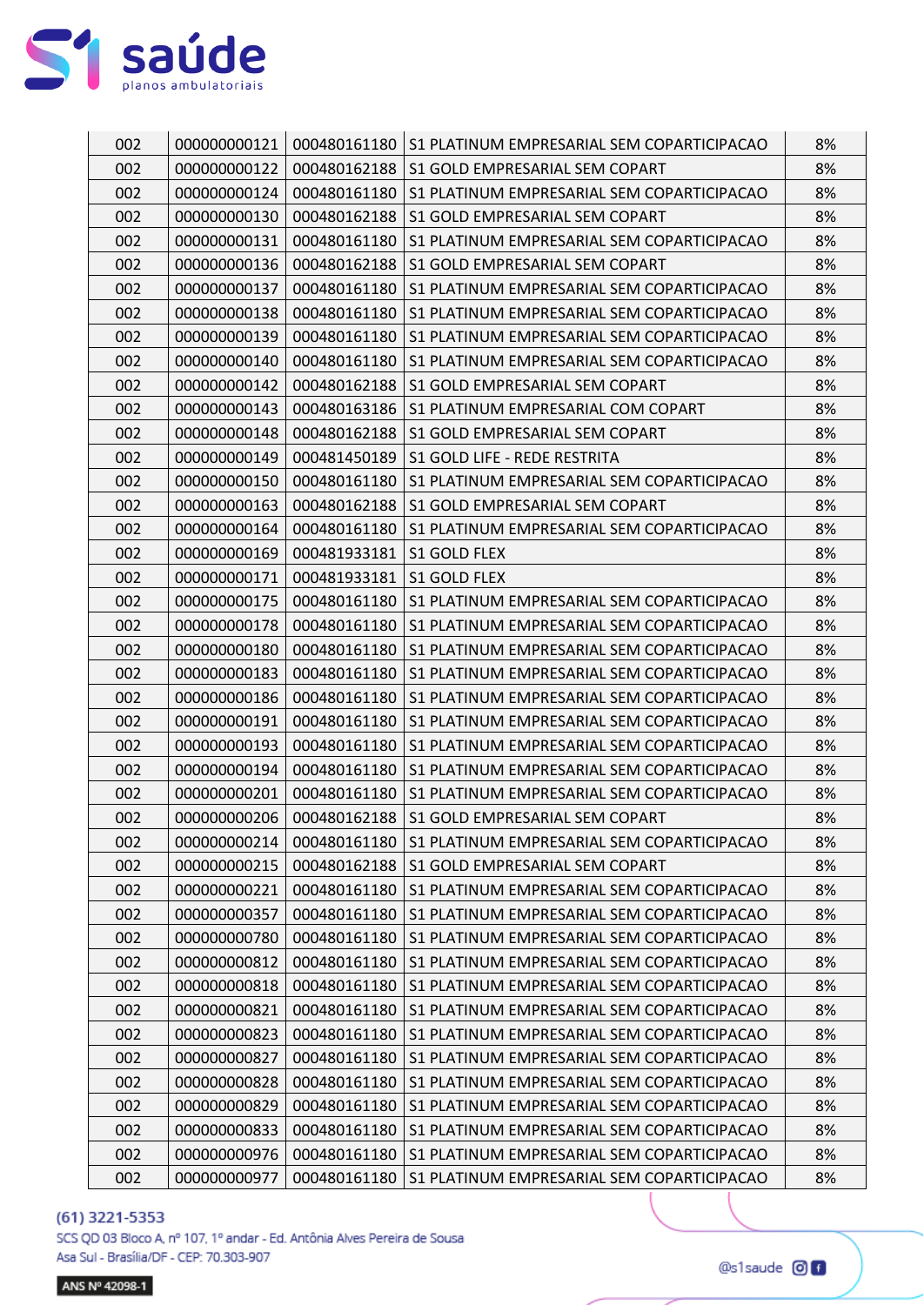| 002 | 000000000121 | 000480161180 | S1 PLATINUM EMPRESARIAL SEM COPARTICIPACAO | 8% |
|---|---|---|---|---|
| 002 | 000000000122 | 000480162188 | S1 GOLD EMPRESARIAL SEM COPART | 8% |
| 002 | 000000000124 | 000480161180 | S1 PLATINUM EMPRESARIAL SEM COPARTICIPACAO | 8% |
| 002 | 000000000130 | 000480162188 | S1 GOLD EMPRESARIAL SEM COPART | 8% |
| 002 | 000000000131 | 000480161180 | S1 PLATINUM EMPRESARIAL SEM COPARTICIPACAO | 8% |
| 002 | 000000000136 | 000480162188 | S1 GOLD EMPRESARIAL SEM COPART | 8% |
| 002 | 000000000137 | 000480161180 | S1 PLATINUM EMPRESARIAL SEM COPARTICIPACAO | 8% |
| 002 | 000000000138 | 000480161180 | S1 PLATINUM EMPRESARIAL SEM COPARTICIPACAO | 8% |
| 002 | 000000000139 | 000480161180 | S1 PLATINUM EMPRESARIAL SEM COPARTICIPACAO | 8% |
| 002 | 000000000140 | 000480161180 | S1 PLATINUM EMPRESARIAL SEM COPARTICIPACAO | 8% |
| 002 | 000000000142 | 000480162188 | S1 GOLD EMPRESARIAL SEM COPART | 8% |
| 002 | 000000000143 | 000480163186 | S1 PLATINUM EMPRESARIAL COM COPART | 8% |
| 002 | 000000000148 | 000480162188 | S1 GOLD EMPRESARIAL SEM COPART | 8% |
| 002 | 000000000149 | 000481450189 | S1 GOLD LIFE - REDE RESTRITA | 8% |
| 002 | 000000000150 | 000480161180 | S1 PLATINUM EMPRESARIAL SEM COPARTICIPACAO | 8% |
| 002 | 000000000163 | 000480162188 | S1 GOLD EMPRESARIAL SEM COPART | 8% |
| 002 | 000000000164 | 000480161180 | S1 PLATINUM EMPRESARIAL SEM COPARTICIPACAO | 8% |
| 002 | 000000000169 | 000481933181 | S1 GOLD FLEX | 8% |
| 002 | 000000000171 | 000481933181 | S1 GOLD FLEX | 8% |
| 002 | 000000000175 | 000480161180 | S1 PLATINUM EMPRESARIAL SEM COPARTICIPACAO | 8% |
| 002 | 000000000178 | 000480161180 | S1 PLATINUM EMPRESARIAL SEM COPARTICIPACAO | 8% |
| 002 | 000000000180 | 000480161180 | S1 PLATINUM EMPRESARIAL SEM COPARTICIPACAO | 8% |
| 002 | 000000000183 | 000480161180 | S1 PLATINUM EMPRESARIAL SEM COPARTICIPACAO | 8% |
| 002 | 000000000186 | 000480161180 | S1 PLATINUM EMPRESARIAL SEM COPARTICIPACAO | 8% |
| 002 | 000000000191 | 000480161180 | S1 PLATINUM EMPRESARIAL SEM COPARTICIPACAO | 8% |
| 002 | 000000000193 | 000480161180 | S1 PLATINUM EMPRESARIAL SEM COPARTICIPACAO | 8% |
| 002 | 000000000194 | 000480161180 | S1 PLATINUM EMPRESARIAL SEM COPARTICIPACAO | 8% |
| 002 | 000000000201 | 000480161180 | S1 PLATINUM EMPRESARIAL SEM COPARTICIPACAO | 8% |
| 002 | 000000000206 | 000480162188 | S1 GOLD EMPRESARIAL SEM COPART | 8% |
| 002 | 000000000214 | 000480161180 | S1 PLATINUM EMPRESARIAL SEM COPARTICIPACAO | 8% |
| 002 | 000000000215 | 000480162188 | S1 GOLD EMPRESARIAL SEM COPART | 8% |
| 002 | 000000000221 | 000480161180 | S1 PLATINUM EMPRESARIAL SEM COPARTICIPACAO | 8% |
| 002 | 000000000357 | 000480161180 | S1 PLATINUM EMPRESARIAL SEM COPARTICIPACAO | 8% |
| 002 | 000000000780 | 000480161180 | S1 PLATINUM EMPRESARIAL SEM COPARTICIPACAO | 8% |
| 002 | 000000000812 | 000480161180 | S1 PLATINUM EMPRESARIAL SEM COPARTICIPACAO | 8% |
| 002 | 000000000818 | 000480161180 | S1 PLATINUM EMPRESARIAL SEM COPARTICIPACAO | 8% |
| 002 | 000000000821 | 000480161180 | S1 PLATINUM EMPRESARIAL SEM COPARTICIPACAO | 8% |
| 002 | 000000000823 | 000480161180 | S1 PLATINUM EMPRESARIAL SEM COPARTICIPACAO | 8% |
| 002 | 000000000827 | 000480161180 | S1 PLATINUM EMPRESARIAL SEM COPARTICIPACAO | 8% |
| 002 | 000000000828 | 000480161180 | S1 PLATINUM EMPRESARIAL SEM COPARTICIPACAO | 8% |
| 002 | 000000000829 | 000480161180 | S1 PLATINUM EMPRESARIAL SEM COPARTICIPACAO | 8% |
| 002 | 000000000833 | 000480161180 | S1 PLATINUM EMPRESARIAL SEM COPARTICIPACAO | 8% |
| 002 | 000000000976 | 000480161180 | S1 PLATINUM EMPRESARIAL SEM COPARTICIPACAO | 8% |
| 002 | 000000000977 | 000480161180 | S1 PLATINUM EMPRESARIAL SEM COPARTICIPACAO | 8% |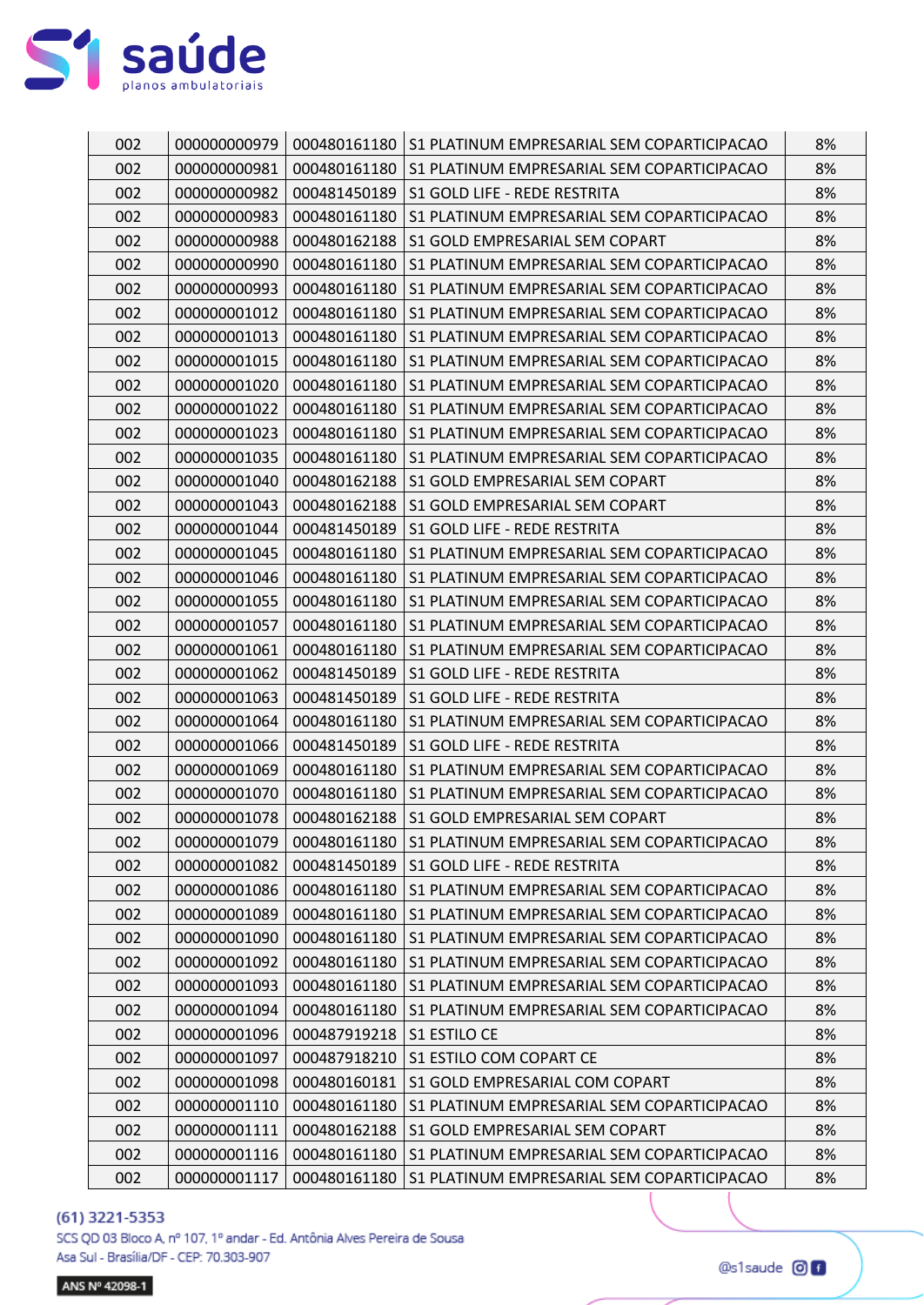| 002 | 000000000979 | 000480161180 | S1 PLATINUM EMPRESARIAL SEM COPARTICIPACAO | 8% |
|---|---|---|---|---|
| 002 | 000000000981 | 000480161180 | S1 PLATINUM EMPRESARIAL SEM COPARTICIPACAO | 8% |
| 002 | 000000000982 | 000481450189 | S1 GOLD LIFE - REDE RESTRITA | 8% |
| 002 | 000000000983 | 000480161180 | S1 PLATINUM EMPRESARIAL SEM COPARTICIPACAO | 8% |
| 002 | 000000000988 | 000480162188 | S1 GOLD EMPRESARIAL SEM COPART | 8% |
| 002 | 000000000990 | 000480161180 | S1 PLATINUM EMPRESARIAL SEM COPARTICIPACAO | 8% |
| 002 | 000000000993 | 000480161180 | S1 PLATINUM EMPRESARIAL SEM COPARTICIPACAO | 8% |
| 002 | 000000001012 | 000480161180 | S1 PLATINUM EMPRESARIAL SEM COPARTICIPACAO | 8% |
| 002 | 000000001013 | 000480161180 | S1 PLATINUM EMPRESARIAL SEM COPARTICIPACAO | 8% |
| 002 | 000000001015 | 000480161180 | S1 PLATINUM EMPRESARIAL SEM COPARTICIPACAO | 8% |
| 002 | 000000001020 | 000480161180 | S1 PLATINUM EMPRESARIAL SEM COPARTICIPACAO | 8% |
| 002 | 000000001022 | 000480161180 | S1 PLATINUM EMPRESARIAL SEM COPARTICIPACAO | 8% |
| 002 | 000000001023 | 000480161180 | S1 PLATINUM EMPRESARIAL SEM COPARTICIPACAO | 8% |
| 002 | 000000001035 | 000480161180 | S1 PLATINUM EMPRESARIAL SEM COPARTICIPACAO | 8% |
| 002 | 000000001040 | 000480162188 | S1 GOLD EMPRESARIAL SEM COPART | 8% |
| 002 | 000000001043 | 000480162188 | S1 GOLD EMPRESARIAL SEM COPART | 8% |
| 002 | 000000001044 | 000481450189 | S1 GOLD LIFE - REDE RESTRITA | 8% |
| 002 | 000000001045 | 000480161180 | S1 PLATINUM EMPRESARIAL SEM COPARTICIPACAO | 8% |
| 002 | 000000001046 | 000480161180 | S1 PLATINUM EMPRESARIAL SEM COPARTICIPACAO | 8% |
| 002 | 000000001055 | 000480161180 | S1 PLATINUM EMPRESARIAL SEM COPARTICIPACAO | 8% |
| 002 | 000000001057 | 000480161180 | S1 PLATINUM EMPRESARIAL SEM COPARTICIPACAO | 8% |
| 002 | 000000001061 | 000480161180 | S1 PLATINUM EMPRESARIAL SEM COPARTICIPACAO | 8% |
| 002 | 000000001062 | 000481450189 | S1 GOLD LIFE - REDE RESTRITA | 8% |
| 002 | 000000001063 | 000481450189 | S1 GOLD LIFE - REDE RESTRITA | 8% |
| 002 | 000000001064 | 000480161180 | S1 PLATINUM EMPRESARIAL SEM COPARTICIPACAO | 8% |
| 002 | 000000001066 | 000481450189 | S1 GOLD LIFE - REDE RESTRITA | 8% |
| 002 | 000000001069 | 000480161180 | S1 PLATINUM EMPRESARIAL SEM COPARTICIPACAO | 8% |
| 002 | 000000001070 | 000480161180 | S1 PLATINUM EMPRESARIAL SEM COPARTICIPACAO | 8% |
| 002 | 000000001078 | 000480162188 | S1 GOLD EMPRESARIAL SEM COPART | 8% |
| 002 | 000000001079 | 000480161180 | S1 PLATINUM EMPRESARIAL SEM COPARTICIPACAO | 8% |
| 002 | 000000001082 | 000481450189 | S1 GOLD LIFE - REDE RESTRITA | 8% |
| 002 | 000000001086 | 000480161180 | S1 PLATINUM EMPRESARIAL SEM COPARTICIPACAO | 8% |
| 002 | 000000001089 | 000480161180 | S1 PLATINUM EMPRESARIAL SEM COPARTICIPACAO | 8% |
| 002 | 000000001090 | 000480161180 | S1 PLATINUM EMPRESARIAL SEM COPARTICIPACAO | 8% |
| 002 | 000000001092 | 000480161180 | S1 PLATINUM EMPRESARIAL SEM COPARTICIPACAO | 8% |
| 002 | 000000001093 | 000480161180 | S1 PLATINUM EMPRESARIAL SEM COPARTICIPACAO | 8% |
| 002 | 000000001094 | 000480161180 | S1 PLATINUM EMPRESARIAL SEM COPARTICIPACAO | 8% |
| 002 | 000000001096 | 000487919218 | S1 ESTILO CE | 8% |
| 002 | 000000001097 | 000487918210 | S1 ESTILO COM COPART CE | 8% |
| 002 | 000000001098 | 000480160181 | S1 GOLD EMPRESARIAL COM COPART | 8% |
| 002 | 000000001110 | 000480161180 | S1 PLATINUM EMPRESARIAL SEM COPARTICIPACAO | 8% |
| 002 | 000000001111 | 000480162188 | S1 GOLD EMPRESARIAL SEM COPART | 8% |
| 002 | 000000001116 | 000480161180 | S1 PLATINUM EMPRESARIAL SEM COPARTICIPACAO | 8% |
| 002 | 000000001117 | 000480161180 | S1 PLATINUM EMPRESARIAL SEM COPARTICIPACAO | 8% |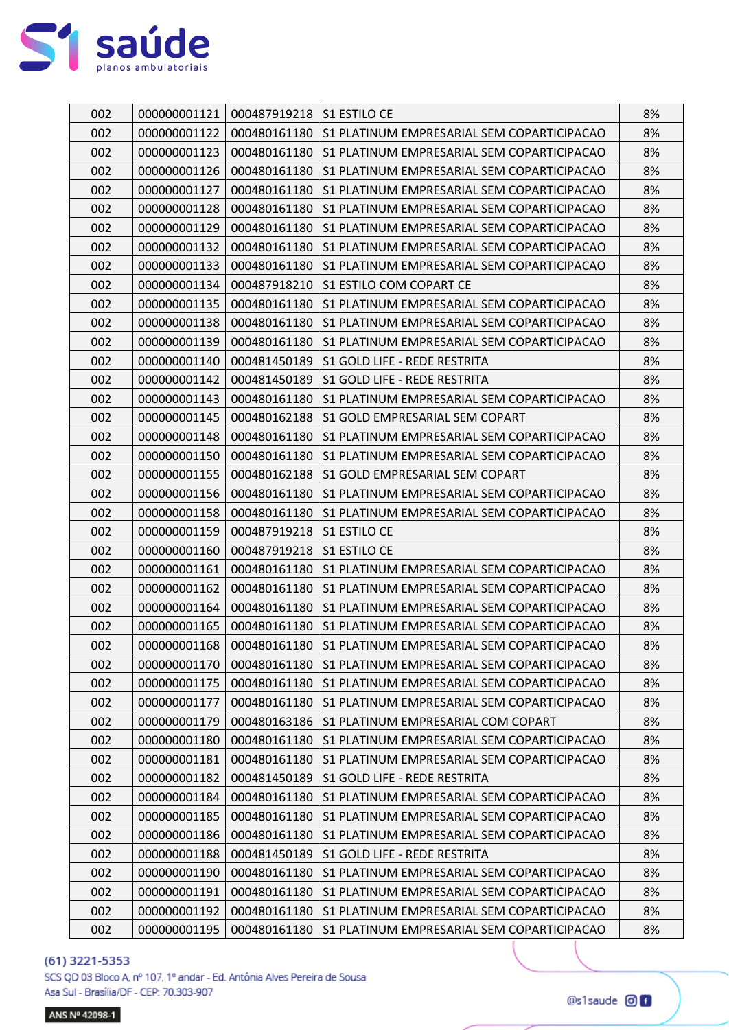| | | | | |
|---|---|---|---|---|
| 002 | 000000001121 | 000487919218 | S1 ESTILO CE | 8% |
| 002 | 000000001122 | 000480161180 | S1 PLATINUM EMPRESARIAL SEM COPARTICIPACAO | 8% |
| 002 | 000000001123 | 000480161180 | S1 PLATINUM EMPRESARIAL SEM COPARTICIPACAO | 8% |
| 002 | 000000001126 | 000480161180 | S1 PLATINUM EMPRESARIAL SEM COPARTICIPACAO | 8% |
| 002 | 000000001127 | 000480161180 | S1 PLATINUM EMPRESARIAL SEM COPARTICIPACAO | 8% |
| 002 | 000000001128 | 000480161180 | S1 PLATINUM EMPRESARIAL SEM COPARTICIPACAO | 8% |
| 002 | 000000001129 | 000480161180 | S1 PLATINUM EMPRESARIAL SEM COPARTICIPACAO | 8% |
| 002 | 000000001132 | 000480161180 | S1 PLATINUM EMPRESARIAL SEM COPARTICIPACAO | 8% |
| 002 | 000000001133 | 000480161180 | S1 PLATINUM EMPRESARIAL SEM COPARTICIPACAO | 8% |
| 002 | 000000001134 | 000487918210 | S1 ESTILO COM COPART CE | 8% |
| 002 | 000000001135 | 000480161180 | S1 PLATINUM EMPRESARIAL SEM COPARTICIPACAO | 8% |
| 002 | 000000001138 | 000480161180 | S1 PLATINUM EMPRESARIAL SEM COPARTICIPACAO | 8% |
| 002 | 000000001139 | 000480161180 | S1 PLATINUM EMPRESARIAL SEM COPARTICIPACAO | 8% |
| 002 | 000000001140 | 000481450189 | S1 GOLD LIFE - REDE RESTRITA | 8% |
| 002 | 000000001142 | 000481450189 | S1 GOLD LIFE - REDE RESTRITA | 8% |
| 002 | 000000001143 | 000480161180 | S1 PLATINUM EMPRESARIAL SEM COPARTICIPACAO | 8% |
| 002 | 000000001145 | 000480162188 | S1 GOLD EMPRESARIAL SEM COPART | 8% |
| 002 | 000000001148 | 000480161180 | S1 PLATINUM EMPRESARIAL SEM COPARTICIPACAO | 8% |
| 002 | 000000001150 | 000480161180 | S1 PLATINUM EMPRESARIAL SEM COPARTICIPACAO | 8% |
| 002 | 000000001155 | 000480162188 | S1 GOLD EMPRESARIAL SEM COPART | 8% |
| 002 | 000000001156 | 000480161180 | S1 PLATINUM EMPRESARIAL SEM COPARTICIPACAO | 8% |
| 002 | 000000001158 | 000480161180 | S1 PLATINUM EMPRESARIAL SEM COPARTICIPACAO | 8% |
| 002 | 000000001159 | 000487919218 | S1 ESTILO CE | 8% |
| 002 | 000000001160 | 000487919218 | S1 ESTILO CE | 8% |
| 002 | 000000001161 | 000480161180 | S1 PLATINUM EMPRESARIAL SEM COPARTICIPACAO | 8% |
| 002 | 000000001162 | 000480161180 | S1 PLATINUM EMPRESARIAL SEM COPARTICIPACAO | 8% |
| 002 | 000000001164 | 000480161180 | S1 PLATINUM EMPRESARIAL SEM COPARTICIPACAO | 8% |
| 002 | 000000001165 | 000480161180 | S1 PLATINUM EMPRESARIAL SEM COPARTICIPACAO | 8% |
| 002 | 000000001168 | 000480161180 | S1 PLATINUM EMPRESARIAL SEM COPARTICIPACAO | 8% |
| 002 | 000000001170 | 000480161180 | S1 PLATINUM EMPRESARIAL SEM COPARTICIPACAO | 8% |
| 002 | 000000001175 | 000480161180 | S1 PLATINUM EMPRESARIAL SEM COPARTICIPACAO | 8% |
| 002 | 000000001177 | 000480161180 | S1 PLATINUM EMPRESARIAL SEM COPARTICIPACAO | 8% |
| 002 | 000000001179 | 000480163186 | S1 PLATINUM EMPRESARIAL COM COPART | 8% |
| 002 | 000000001180 | 000480161180 | S1 PLATINUM EMPRESARIAL SEM COPARTICIPACAO | 8% |
| 002 | 000000001181 | 000480161180 | S1 PLATINUM EMPRESARIAL SEM COPARTICIPACAO | 8% |
| 002 | 000000001182 | 000481450189 | S1 GOLD LIFE - REDE RESTRITA | 8% |
| 002 | 000000001184 | 000480161180 | S1 PLATINUM EMPRESARIAL SEM COPARTICIPACAO | 8% |
| 002 | 000000001185 | 000480161180 | S1 PLATINUM EMPRESARIAL SEM COPARTICIPACAO | 8% |
| 002 | 000000001186 | 000480161180 | S1 PLATINUM EMPRESARIAL SEM COPARTICIPACAO | 8% |
| 002 | 000000001188 | 000481450189 | S1 GOLD LIFE - REDE RESTRITA | 8% |
| 002 | 000000001190 | 000480161180 | S1 PLATINUM EMPRESARIAL SEM COPARTICIPACAO | 8% |
| 002 | 000000001191 | 000480161180 | S1 PLATINUM EMPRESARIAL SEM COPARTICIPACAO | 8% |
| 002 | 000000001192 | 000480161180 | S1 PLATINUM EMPRESARIAL SEM COPARTICIPACAO | 8% |
| 002 | 000000001195 | 000480161180 | S1 PLATINUM EMPRESARIAL SEM COPARTICIPACAO | 8% |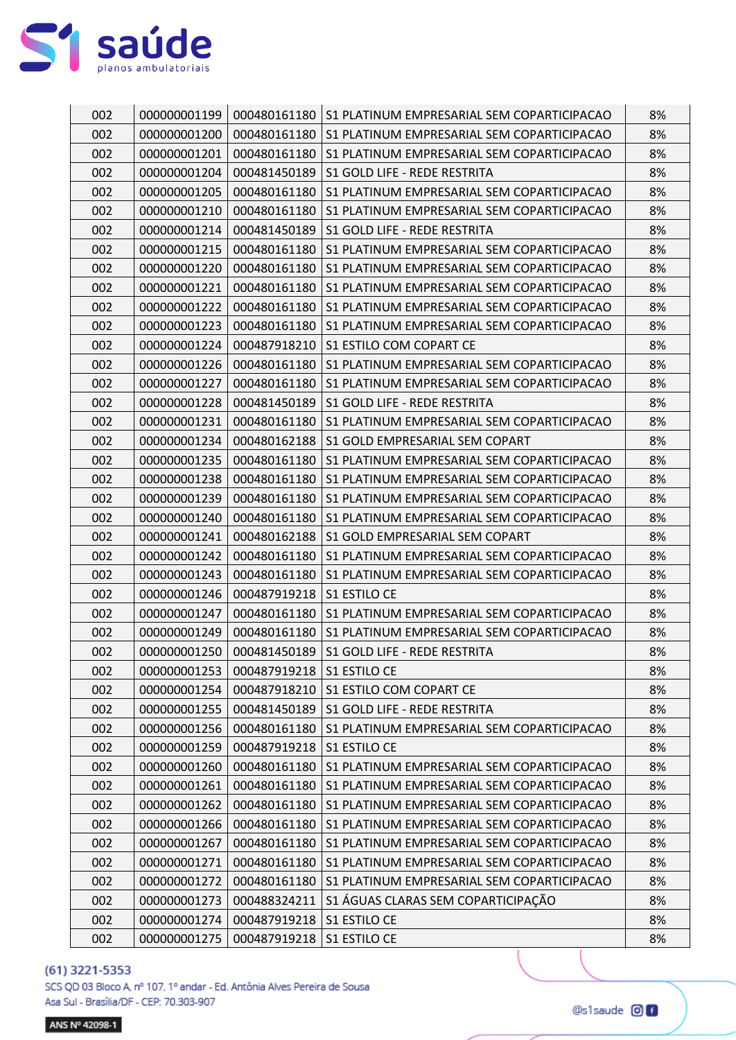| | | | | |
|---|---|---|---|---|
| 002 | 000000001199 | 000480161180 | S1 PLATINUM EMPRESARIAL SEM COPARTICIPACAO | 8% |
| 002 | 000000001200 | 000480161180 | S1 PLATINUM EMPRESARIAL SEM COPARTICIPACAO | 8% |
| 002 | 000000001201 | 000480161180 | S1 PLATINUM EMPRESARIAL SEM COPARTICIPACAO | 8% |
| 002 | 000000001204 | 000481450189 | S1 GOLD LIFE - REDE RESTRITA | 8% |
| 002 | 000000001205 | 000480161180 | S1 PLATINUM EMPRESARIAL SEM COPARTICIPACAO | 8% |
| 002 | 000000001210 | 000480161180 | S1 PLATINUM EMPRESARIAL SEM COPARTICIPACAO | 8% |
| 002 | 000000001214 | 000481450189 | S1 GOLD LIFE - REDE RESTRITA | 8% |
| 002 | 000000001215 | 000480161180 | S1 PLATINUM EMPRESARIAL SEM COPARTICIPACAO | 8% |
| 002 | 000000001220 | 000480161180 | S1 PLATINUM EMPRESARIAL SEM COPARTICIPACAO | 8% |
| 002 | 000000001221 | 000480161180 | S1 PLATINUM EMPRESARIAL SEM COPARTICIPACAO | 8% |
| 002 | 000000001222 | 000480161180 | S1 PLATINUM EMPRESARIAL SEM COPARTICIPACAO | 8% |
| 002 | 000000001223 | 000480161180 | S1 PLATINUM EMPRESARIAL SEM COPARTICIPACAO | 8% |
| 002 | 000000001224 | 000487918210 | S1 ESTILO COM COPART CE | 8% |
| 002 | 000000001226 | 000480161180 | S1 PLATINUM EMPRESARIAL SEM COPARTICIPACAO | 8% |
| 002 | 000000001227 | 000480161180 | S1 PLATINUM EMPRESARIAL SEM COPARTICIPACAO | 8% |
| 002 | 000000001228 | 000481450189 | S1 GOLD LIFE - REDE RESTRITA | 8% |
| 002 | 000000001231 | 000480161180 | S1 PLATINUM EMPRESARIAL SEM COPARTICIPACAO | 8% |
| 002 | 000000001234 | 000480162188 | S1 GOLD EMPRESARIAL SEM COPART | 8% |
| 002 | 000000001235 | 000480161180 | S1 PLATINUM EMPRESARIAL SEM COPARTICIPACAO | 8% |
| 002 | 000000001238 | 000480161180 | S1 PLATINUM EMPRESARIAL SEM COPARTICIPACAO | 8% |
| 002 | 000000001239 | 000480161180 | S1 PLATINUM EMPRESARIAL SEM COPARTICIPACAO | 8% |
| 002 | 000000001240 | 000480161180 | S1 PLATINUM EMPRESARIAL SEM COPARTICIPACAO | 8% |
| 002 | 000000001241 | 000480162188 | S1 GOLD EMPRESARIAL SEM COPART | 8% |
| 002 | 000000001242 | 000480161180 | S1 PLATINUM EMPRESARIAL SEM COPARTICIPACAO | 8% |
| 002 | 000000001243 | 000480161180 | S1 PLATINUM EMPRESARIAL SEM COPARTICIPACAO | 8% |
| 002 | 000000001246 | 000487919218 | S1 ESTILO CE | 8% |
| 002 | 000000001247 | 000480161180 | S1 PLATINUM EMPRESARIAL SEM COPARTICIPACAO | 8% |
| 002 | 000000001249 | 000480161180 | S1 PLATINUM EMPRESARIAL SEM COPARTICIPACAO | 8% |
| 002 | 000000001250 | 000481450189 | S1 GOLD LIFE - REDE RESTRITA | 8% |
| 002 | 000000001253 | 000487919218 | S1 ESTILO CE | 8% |
| 002 | 000000001254 | 000487918210 | S1 ESTILO COM COPART CE | 8% |
| 002 | 000000001255 | 000481450189 | S1 GOLD LIFE - REDE RESTRITA | 8% |
| 002 | 000000001256 | 000480161180 | S1 PLATINUM EMPRESARIAL SEM COPARTICIPACAO | 8% |
| 002 | 000000001259 | 000487919218 | S1 ESTILO CE | 8% |
| 002 | 000000001260 | 000480161180 | S1 PLATINUM EMPRESARIAL SEM COPARTICIPACAO | 8% |
| 002 | 000000001261 | 000480161180 | S1 PLATINUM EMPRESARIAL SEM COPARTICIPACAO | 8% |
| 002 | 000000001262 | 000480161180 | S1 PLATINUM EMPRESARIAL SEM COPARTICIPACAO | 8% |
| 002 | 000000001266 | 000480161180 | S1 PLATINUM EMPRESARIAL SEM COPARTICIPACAO | 8% |
| 002 | 000000001267 | 000480161180 | S1 PLATINUM EMPRESARIAL SEM COPARTICIPACAO | 8% |
| 002 | 000000001271 | 000480161180 | S1 PLATINUM EMPRESARIAL SEM COPARTICIPACAO | 8% |
| 002 | 000000001272 | 000480161180 | S1 PLATINUM EMPRESARIAL SEM COPARTICIPACAO | 8% |
| 002 | 000000001273 | 000488324211 | S1 ÁGUAS CLARAS SEM COPARTICIPAÇÃO | 8% |
| 002 | 000000001274 | 000487919218 | S1 ESTILO CE | 8% |
| 002 | 000000001275 | 000487919218 | S1 ESTILO CE | 8% |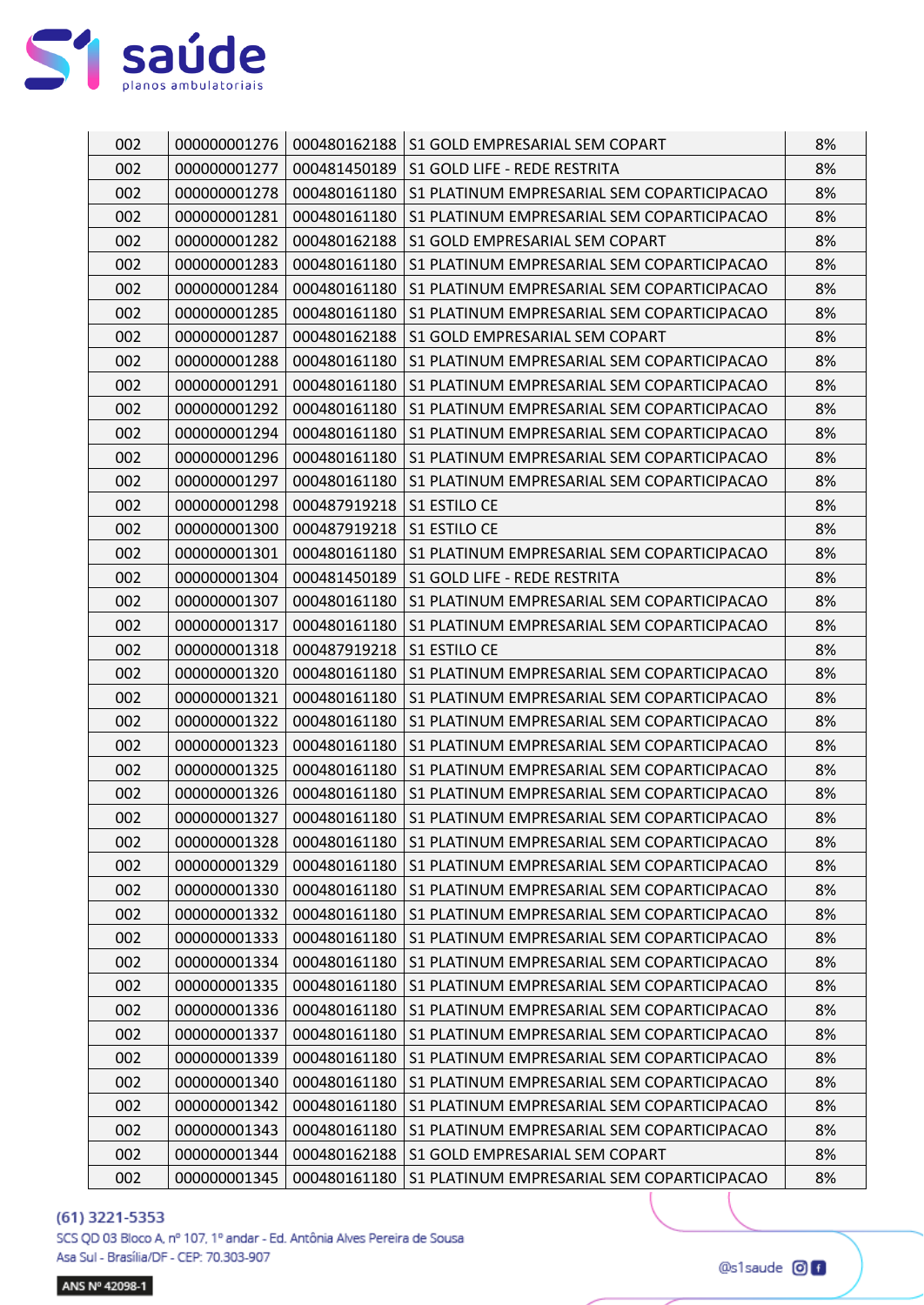| 002 | 000000001276 | 000480162188 | S1 GOLD EMPRESARIAL SEM COPART | 8% |
|---|---|---|---|---|
| 002 | 000000001277 | 000481450189 | S1 GOLD LIFE - REDE RESTRITA | 8% |
| 002 | 000000001278 | 000480161180 | S1 PLATINUM EMPRESARIAL SEM COPARTICIPACAO | 8% |
| 002 | 000000001281 | 000480161180 | S1 PLATINUM EMPRESARIAL SEM COPARTICIPACAO | 8% |
| 002 | 000000001282 | 000480162188 | S1 GOLD EMPRESARIAL SEM COPART | 8% |
| 002 | 000000001283 | 000480161180 | S1 PLATINUM EMPRESARIAL SEM COPARTICIPACAO | 8% |
| 002 | 000000001284 | 000480161180 | S1 PLATINUM EMPRESARIAL SEM COPARTICIPACAO | 8% |
| 002 | 000000001285 | 000480161180 | S1 PLATINUM EMPRESARIAL SEM COPARTICIPACAO | 8% |
| 002 | 000000001287 | 000480162188 | S1 GOLD EMPRESARIAL SEM COPART | 8% |
| 002 | 000000001288 | 000480161180 | S1 PLATINUM EMPRESARIAL SEM COPARTICIPACAO | 8% |
| 002 | 000000001291 | 000480161180 | S1 PLATINUM EMPRESARIAL SEM COPARTICIPACAO | 8% |
| 002 | 000000001292 | 000480161180 | S1 PLATINUM EMPRESARIAL SEM COPARTICIPACAO | 8% |
| 002 | 000000001294 | 000480161180 | S1 PLATINUM EMPRESARIAL SEM COPARTICIPACAO | 8% |
| 002 | 000000001296 | 000480161180 | S1 PLATINUM EMPRESARIAL SEM COPARTICIPACAO | 8% |
| 002 | 000000001297 | 000480161180 | S1 PLATINUM EMPRESARIAL SEM COPARTICIPACAO | 8% |
| 002 | 000000001298 | 000487919218 | S1 ESTILO CE | 8% |
| 002 | 000000001300 | 000487919218 | S1 ESTILO CE | 8% |
| 002 | 000000001301 | 000480161180 | S1 PLATINUM EMPRESARIAL SEM COPARTICIPACAO | 8% |
| 002 | 000000001304 | 000481450189 | S1 GOLD LIFE - REDE RESTRITA | 8% |
| 002 | 000000001307 | 000480161180 | S1 PLATINUM EMPRESARIAL SEM COPARTICIPACAO | 8% |
| 002 | 000000001317 | 000480161180 | S1 PLATINUM EMPRESARIAL SEM COPARTICIPACAO | 8% |
| 002 | 000000001318 | 000487919218 | S1 ESTILO CE | 8% |
| 002 | 000000001320 | 000480161180 | S1 PLATINUM EMPRESARIAL SEM COPARTICIPACAO | 8% |
| 002 | 000000001321 | 000480161180 | S1 PLATINUM EMPRESARIAL SEM COPARTICIPACAO | 8% |
| 002 | 000000001322 | 000480161180 | S1 PLATINUM EMPRESARIAL SEM COPARTICIPACAO | 8% |
| 002 | 000000001323 | 000480161180 | S1 PLATINUM EMPRESARIAL SEM COPARTICIPACAO | 8% |
| 002 | 000000001325 | 000480161180 | S1 PLATINUM EMPRESARIAL SEM COPARTICIPACAO | 8% |
| 002 | 000000001326 | 000480161180 | S1 PLATINUM EMPRESARIAL SEM COPARTICIPACAO | 8% |
| 002 | 000000001327 | 000480161180 | S1 PLATINUM EMPRESARIAL SEM COPARTICIPACAO | 8% |
| 002 | 000000001328 | 000480161180 | S1 PLATINUM EMPRESARIAL SEM COPARTICIPACAO | 8% |
| 002 | 000000001329 | 000480161180 | S1 PLATINUM EMPRESARIAL SEM COPARTICIPACAO | 8% |
| 002 | 000000001330 | 000480161180 | S1 PLATINUM EMPRESARIAL SEM COPARTICIPACAO | 8% |
| 002 | 000000001332 | 000480161180 | S1 PLATINUM EMPRESARIAL SEM COPARTICIPACAO | 8% |
| 002 | 000000001333 | 000480161180 | S1 PLATINUM EMPRESARIAL SEM COPARTICIPACAO | 8% |
| 002 | 000000001334 | 000480161180 | S1 PLATINUM EMPRESARIAL SEM COPARTICIPACAO | 8% |
| 002 | 000000001335 | 000480161180 | S1 PLATINUM EMPRESARIAL SEM COPARTICIPACAO | 8% |
| 002 | 000000001336 | 000480161180 | S1 PLATINUM EMPRESARIAL SEM COPARTICIPACAO | 8% |
| 002 | 000000001337 | 000480161180 | S1 PLATINUM EMPRESARIAL SEM COPARTICIPACAO | 8% |
| 002 | 000000001339 | 000480161180 | S1 PLATINUM EMPRESARIAL SEM COPARTICIPACAO | 8% |
| 002 | 000000001340 | 000480161180 | S1 PLATINUM EMPRESARIAL SEM COPARTICIPACAO | 8% |
| 002 | 000000001342 | 000480161180 | S1 PLATINUM EMPRESARIAL SEM COPARTICIPACAO | 8% |
| 002 | 000000001343 | 000480161180 | S1 PLATINUM EMPRESARIAL SEM COPARTICIPACAO | 8% |
| 002 | 000000001344 | 000480162188 | S1 GOLD EMPRESARIAL SEM COPART | 8% |
| 002 | 000000001345 | 000480161180 | S1 PLATINUM EMPRESARIAL SEM COPARTICIPACAO | 8% |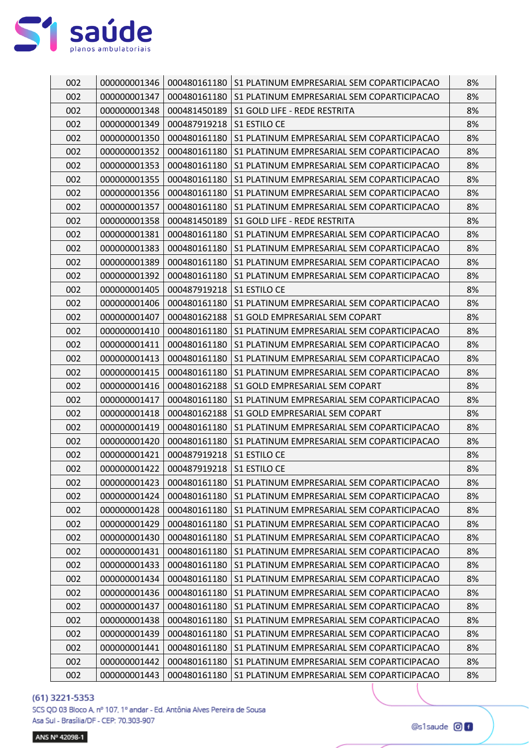| 002 | 000000001346 | 000480161180 | S1 PLATINUM EMPRESARIAL SEM COPARTICIPACAO | 8% |
|---|---|---|---|---|
| 002 | 000000001347 | 000480161180 | S1 PLATINUM EMPRESARIAL SEM COPARTICIPACAO | 8% |
| 002 | 000000001348 | 000481450189 | S1 GOLD LIFE - REDE RESTRITA | 8% |
| 002 | 000000001349 | 000487919218 | S1 ESTILO CE | 8% |
| 002 | 000000001350 | 000480161180 | S1 PLATINUM EMPRESARIAL SEM COPARTICIPACAO | 8% |
| 002 | 000000001352 | 000480161180 | S1 PLATINUM EMPRESARIAL SEM COPARTICIPACAO | 8% |
| 002 | 000000001353 | 000480161180 | S1 PLATINUM EMPRESARIAL SEM COPARTICIPACAO | 8% |
| 002 | 000000001355 | 000480161180 | S1 PLATINUM EMPRESARIAL SEM COPARTICIPACAO | 8% |
| 002 | 000000001356 | 000480161180 | S1 PLATINUM EMPRESARIAL SEM COPARTICIPACAO | 8% |
| 002 | 000000001357 | 000480161180 | S1 PLATINUM EMPRESARIAL SEM COPARTICIPACAO | 8% |
| 002 | 000000001358 | 000481450189 | S1 GOLD LIFE - REDE RESTRITA | 8% |
| 002 | 000000001381 | 000480161180 | S1 PLATINUM EMPRESARIAL SEM COPARTICIPACAO | 8% |
| 002 | 000000001383 | 000480161180 | S1 PLATINUM EMPRESARIAL SEM COPARTICIPACAO | 8% |
| 002 | 000000001389 | 000480161180 | S1 PLATINUM EMPRESARIAL SEM COPARTICIPACAO | 8% |
| 002 | 000000001392 | 000480161180 | S1 PLATINUM EMPRESARIAL SEM COPARTICIPACAO | 8% |
| 002 | 000000001405 | 000487919218 | S1 ESTILO CE | 8% |
| 002 | 000000001406 | 000480161180 | S1 PLATINUM EMPRESARIAL SEM COPARTICIPACAO | 8% |
| 002 | 000000001407 | 000480162188 | S1 GOLD EMPRESARIAL SEM COPART | 8% |
| 002 | 000000001410 | 000480161180 | S1 PLATINUM EMPRESARIAL SEM COPARTICIPACAO | 8% |
| 002 | 000000001411 | 000480161180 | S1 PLATINUM EMPRESARIAL SEM COPARTICIPACAO | 8% |
| 002 | 000000001413 | 000480161180 | S1 PLATINUM EMPRESARIAL SEM COPARTICIPACAO | 8% |
| 002 | 000000001415 | 000480161180 | S1 PLATINUM EMPRESARIAL SEM COPARTICIPACAO | 8% |
| 002 | 000000001416 | 000480162188 | S1 GOLD EMPRESARIAL SEM COPART | 8% |
| 002 | 000000001417 | 000480161180 | S1 PLATINUM EMPRESARIAL SEM COPARTICIPACAO | 8% |
| 002 | 000000001418 | 000480162188 | S1 GOLD EMPRESARIAL SEM COPART | 8% |
| 002 | 000000001419 | 000480161180 | S1 PLATINUM EMPRESARIAL SEM COPARTICIPACAO | 8% |
| 002 | 000000001420 | 000480161180 | S1 PLATINUM EMPRESARIAL SEM COPARTICIPACAO | 8% |
| 002 | 000000001421 | 000487919218 | S1 ESTILO CE | 8% |
| 002 | 000000001422 | 000487919218 | S1 ESTILO CE | 8% |
| 002 | 000000001423 | 000480161180 | S1 PLATINUM EMPRESARIAL SEM COPARTICIPACAO | 8% |
| 002 | 000000001424 | 000480161180 | S1 PLATINUM EMPRESARIAL SEM COPARTICIPACAO | 8% |
| 002 | 000000001428 | 000480161180 | S1 PLATINUM EMPRESARIAL SEM COPARTICIPACAO | 8% |
| 002 | 000000001429 | 000480161180 | S1 PLATINUM EMPRESARIAL SEM COPARTICIPACAO | 8% |
| 002 | 000000001430 | 000480161180 | S1 PLATINUM EMPRESARIAL SEM COPARTICIPACAO | 8% |
| 002 | 000000001431 | 000480161180 | S1 PLATINUM EMPRESARIAL SEM COPARTICIPACAO | 8% |
| 002 | 000000001433 | 000480161180 | S1 PLATINUM EMPRESARIAL SEM COPARTICIPACAO | 8% |
| 002 | 000000001434 | 000480161180 | S1 PLATINUM EMPRESARIAL SEM COPARTICIPACAO | 8% |
| 002 | 000000001436 | 000480161180 | S1 PLATINUM EMPRESARIAL SEM COPARTICIPACAO | 8% |
| 002 | 000000001437 | 000480161180 | S1 PLATINUM EMPRESARIAL SEM COPARTICIPACAO | 8% |
| 002 | 000000001438 | 000480161180 | S1 PLATINUM EMPRESARIAL SEM COPARTICIPACAO | 8% |
| 002 | 000000001439 | 000480161180 | S1 PLATINUM EMPRESARIAL SEM COPARTICIPACAO | 8% |
| 002 | 000000001441 | 000480161180 | S1 PLATINUM EMPRESARIAL SEM COPARTICIPACAO | 8% |
| 002 | 000000001442 | 000480161180 | S1 PLATINUM EMPRESARIAL SEM COPARTICIPACAO | 8% |
| 002 | 000000001443 | 000480161180 | S1 PLATINUM EMPRESARIAL SEM COPARTICIPACAO | 8% |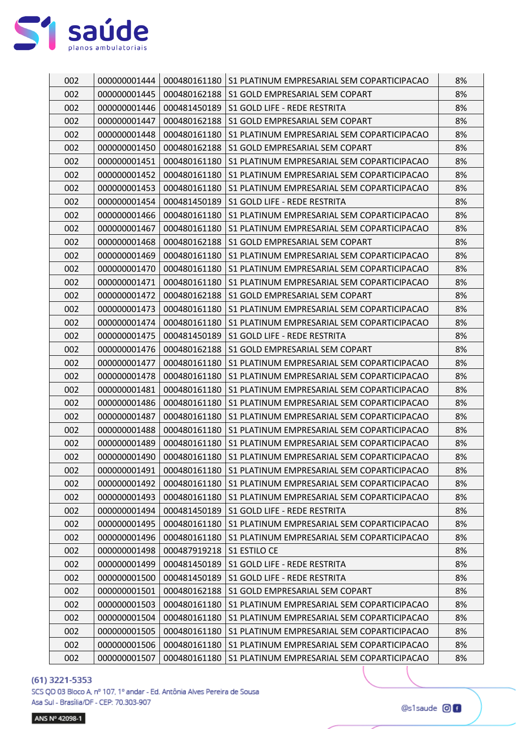| 002 | 000000001444 | 000480161180 | S1 PLATINUM EMPRESARIAL SEM COPARTICIPACAO | 8% |
|---|---|---|---|---|
| 002 | 000000001445 | 000480162188 | S1 GOLD EMPRESARIAL SEM COPART | 8% |
| 002 | 000000001446 | 000481450189 | S1 GOLD LIFE - REDE RESTRITA | 8% |
| 002 | 000000001447 | 000480162188 | S1 GOLD EMPRESARIAL SEM COPART | 8% |
| 002 | 000000001448 | 000480161180 | S1 PLATINUM EMPRESARIAL SEM COPARTICIPACAO | 8% |
| 002 | 000000001450 | 000480162188 | S1 GOLD EMPRESARIAL SEM COPART | 8% |
| 002 | 000000001451 | 000480161180 | S1 PLATINUM EMPRESARIAL SEM COPARTICIPACAO | 8% |
| 002 | 000000001452 | 000480161180 | S1 PLATINUM EMPRESARIAL SEM COPARTICIPACAO | 8% |
| 002 | 000000001453 | 000480161180 | S1 PLATINUM EMPRESARIAL SEM COPARTICIPACAO | 8% |
| 002 | 000000001454 | 000481450189 | S1 GOLD LIFE - REDE RESTRITA | 8% |
| 002 | 000000001466 | 000480161180 | S1 PLATINUM EMPRESARIAL SEM COPARTICIPACAO | 8% |
| 002 | 000000001467 | 000480161180 | S1 PLATINUM EMPRESARIAL SEM COPARTICIPACAO | 8% |
| 002 | 000000001468 | 000480162188 | S1 GOLD EMPRESARIAL SEM COPART | 8% |
| 002 | 000000001469 | 000480161180 | S1 PLATINUM EMPRESARIAL SEM COPARTICIPACAO | 8% |
| 002 | 000000001470 | 000480161180 | S1 PLATINUM EMPRESARIAL SEM COPARTICIPACAO | 8% |
| 002 | 000000001471 | 000480161180 | S1 PLATINUM EMPRESARIAL SEM COPARTICIPACAO | 8% |
| 002 | 000000001472 | 000480162188 | S1 GOLD EMPRESARIAL SEM COPART | 8% |
| 002 | 000000001473 | 000480161180 | S1 PLATINUM EMPRESARIAL SEM COPARTICIPACAO | 8% |
| 002 | 000000001474 | 000480161180 | S1 PLATINUM EMPRESARIAL SEM COPARTICIPACAO | 8% |
| 002 | 000000001475 | 000481450189 | S1 GOLD LIFE - REDE RESTRITA | 8% |
| 002 | 000000001476 | 000480162188 | S1 GOLD EMPRESARIAL SEM COPART | 8% |
| 002 | 000000001477 | 000480161180 | S1 PLATINUM EMPRESARIAL SEM COPARTICIPACAO | 8% |
| 002 | 000000001478 | 000480161180 | S1 PLATINUM EMPRESARIAL SEM COPARTICIPACAO | 8% |
| 002 | 000000001481 | 000480161180 | S1 PLATINUM EMPRESARIAL SEM COPARTICIPACAO | 8% |
| 002 | 000000001486 | 000480161180 | S1 PLATINUM EMPRESARIAL SEM COPARTICIPACAO | 8% |
| 002 | 000000001487 | 000480161180 | S1 PLATINUM EMPRESARIAL SEM COPARTICIPACAO | 8% |
| 002 | 000000001488 | 000480161180 | S1 PLATINUM EMPRESARIAL SEM COPARTICIPACAO | 8% |
| 002 | 000000001489 | 000480161180 | S1 PLATINUM EMPRESARIAL SEM COPARTICIPACAO | 8% |
| 002 | 000000001490 | 000480161180 | S1 PLATINUM EMPRESARIAL SEM COPARTICIPACAO | 8% |
| 002 | 000000001491 | 000480161180 | S1 PLATINUM EMPRESARIAL SEM COPARTICIPACAO | 8% |
| 002 | 000000001492 | 000480161180 | S1 PLATINUM EMPRESARIAL SEM COPARTICIPACAO | 8% |
| 002 | 000000001493 | 000480161180 | S1 PLATINUM EMPRESARIAL SEM COPARTICIPACAO | 8% |
| 002 | 000000001494 | 000481450189 | S1 GOLD LIFE - REDE RESTRITA | 8% |
| 002 | 000000001495 | 000480161180 | S1 PLATINUM EMPRESARIAL SEM COPARTICIPACAO | 8% |
| 002 | 000000001496 | 000480161180 | S1 PLATINUM EMPRESARIAL SEM COPARTICIPACAO | 8% |
| 002 | 000000001498 | 000487919218 | S1 ESTILO CE | 8% |
| 002 | 000000001499 | 000481450189 | S1 GOLD LIFE - REDE RESTRITA | 8% |
| 002 | 000000001500 | 000481450189 | S1 GOLD LIFE - REDE RESTRITA | 8% |
| 002 | 000000001501 | 000480162188 | S1 GOLD EMPRESARIAL SEM COPART | 8% |
| 002 | 000000001503 | 000480161180 | S1 PLATINUM EMPRESARIAL SEM COPARTICIPACAO | 8% |
| 002 | 000000001504 | 000480161180 | S1 PLATINUM EMPRESARIAL SEM COPARTICIPACAO | 8% |
| 002 | 000000001505 | 000480161180 | S1 PLATINUM EMPRESARIAL SEM COPARTICIPACAO | 8% |
| 002 | 000000001506 | 000480161180 | S1 PLATINUM EMPRESARIAL SEM COPARTICIPACAO | 8% |
| 002 | 000000001507 | 000480161180 | S1 PLATINUM EMPRESARIAL SEM COPARTICIPACAO | 8% |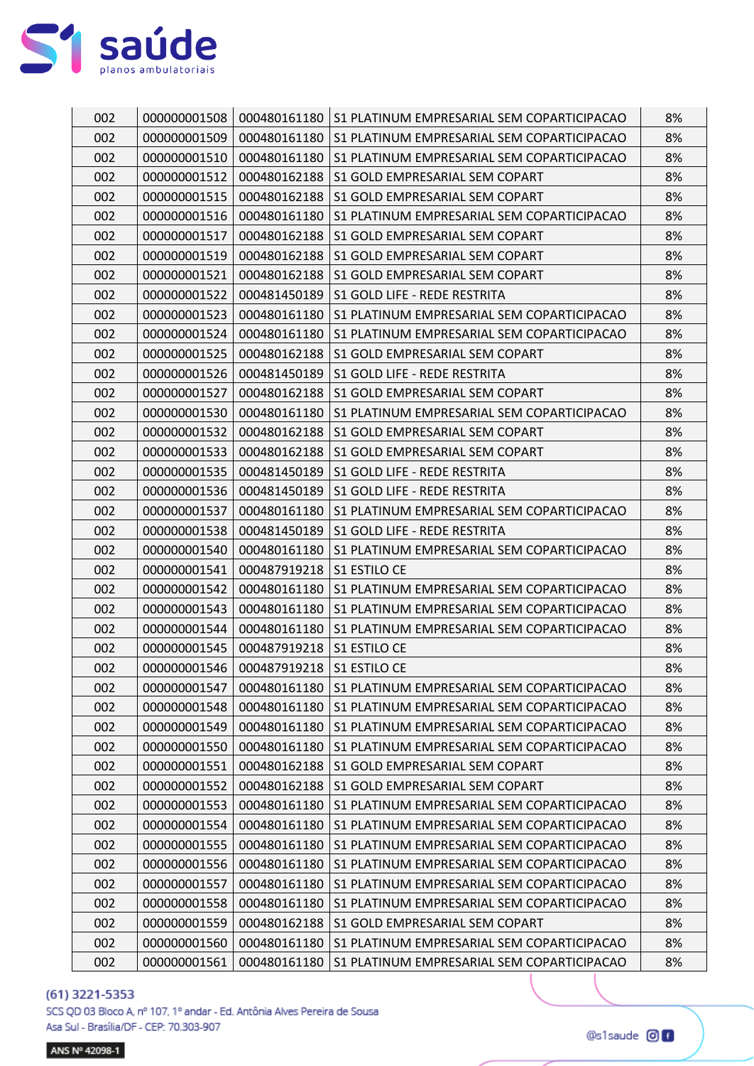| | | | | |
|---|---|---|---|---|
| 002 | 000000001508 | 000480161180 | S1 PLATINUM EMPRESARIAL SEM COPARTICIPACAO | 8% |
| 002 | 000000001509 | 000480161180 | S1 PLATINUM EMPRESARIAL SEM COPARTICIPACAO | 8% |
| 002 | 000000001510 | 000480161180 | S1 PLATINUM EMPRESARIAL SEM COPARTICIPACAO | 8% |
| 002 | 000000001512 | 000480162188 | S1 GOLD EMPRESARIAL SEM COPART | 8% |
| 002 | 000000001515 | 000480162188 | S1 GOLD EMPRESARIAL SEM COPART | 8% |
| 002 | 000000001516 | 000480161180 | S1 PLATINUM EMPRESARIAL SEM COPARTICIPACAO | 8% |
| 002 | 000000001517 | 000480162188 | S1 GOLD EMPRESARIAL SEM COPART | 8% |
| 002 | 000000001519 | 000480162188 | S1 GOLD EMPRESARIAL SEM COPART | 8% |
| 002 | 000000001521 | 000480162188 | S1 GOLD EMPRESARIAL SEM COPART | 8% |
| 002 | 000000001522 | 000481450189 | S1 GOLD LIFE - REDE RESTRITA | 8% |
| 002 | 000000001523 | 000480161180 | S1 PLATINUM EMPRESARIAL SEM COPARTICIPACAO | 8% |
| 002 | 000000001524 | 000480161180 | S1 PLATINUM EMPRESARIAL SEM COPARTICIPACAO | 8% |
| 002 | 000000001525 | 000480162188 | S1 GOLD EMPRESARIAL SEM COPART | 8% |
| 002 | 000000001526 | 000481450189 | S1 GOLD LIFE - REDE RESTRITA | 8% |
| 002 | 000000001527 | 000480162188 | S1 GOLD EMPRESARIAL SEM COPART | 8% |
| 002 | 000000001530 | 000480161180 | S1 PLATINUM EMPRESARIAL SEM COPARTICIPACAO | 8% |
| 002 | 000000001532 | 000480162188 | S1 GOLD EMPRESARIAL SEM COPART | 8% |
| 002 | 000000001533 | 000480162188 | S1 GOLD EMPRESARIAL SEM COPART | 8% |
| 002 | 000000001535 | 000481450189 | S1 GOLD LIFE - REDE RESTRITA | 8% |
| 002 | 000000001536 | 000481450189 | S1 GOLD LIFE - REDE RESTRITA | 8% |
| 002 | 000000001537 | 000480161180 | S1 PLATINUM EMPRESARIAL SEM COPARTICIPACAO | 8% |
| 002 | 000000001538 | 000481450189 | S1 GOLD LIFE - REDE RESTRITA | 8% |
| 002 | 000000001540 | 000480161180 | S1 PLATINUM EMPRESARIAL SEM COPARTICIPACAO | 8% |
| 002 | 000000001541 | 000487919218 | S1 ESTILO CE | 8% |
| 002 | 000000001542 | 000480161180 | S1 PLATINUM EMPRESARIAL SEM COPARTICIPACAO | 8% |
| 002 | 000000001543 | 000480161180 | S1 PLATINUM EMPRESARIAL SEM COPARTICIPACAO | 8% |
| 002 | 000000001544 | 000480161180 | S1 PLATINUM EMPRESARIAL SEM COPARTICIPACAO | 8% |
| 002 | 000000001545 | 000487919218 | S1 ESTILO CE | 8% |
| 002 | 000000001546 | 000487919218 | S1 ESTILO CE | 8% |
| 002 | 000000001547 | 000480161180 | S1 PLATINUM EMPRESARIAL SEM COPARTICIPACAO | 8% |
| 002 | 000000001548 | 000480161180 | S1 PLATINUM EMPRESARIAL SEM COPARTICIPACAO | 8% |
| 002 | 000000001549 | 000480161180 | S1 PLATINUM EMPRESARIAL SEM COPARTICIPACAO | 8% |
| 002 | 000000001550 | 000480161180 | S1 PLATINUM EMPRESARIAL SEM COPARTICIPACAO | 8% |
| 002 | 000000001551 | 000480162188 | S1 GOLD EMPRESARIAL SEM COPART | 8% |
| 002 | 000000001552 | 000480162188 | S1 GOLD EMPRESARIAL SEM COPART | 8% |
| 002 | 000000001553 | 000480161180 | S1 PLATINUM EMPRESARIAL SEM COPARTICIPACAO | 8% |
| 002 | 000000001554 | 000480161180 | S1 PLATINUM EMPRESARIAL SEM COPARTICIPACAO | 8% |
| 002 | 000000001555 | 000480161180 | S1 PLATINUM EMPRESARIAL SEM COPARTICIPACAO | 8% |
| 002 | 000000001556 | 000480161180 | S1 PLATINUM EMPRESARIAL SEM COPARTICIPACAO | 8% |
| 002 | 000000001557 | 000480161180 | S1 PLATINUM EMPRESARIAL SEM COPARTICIPACAO | 8% |
| 002 | 000000001558 | 000480161180 | S1 PLATINUM EMPRESARIAL SEM COPARTICIPACAO | 8% |
| 002 | 000000001559 | 000480162188 | S1 GOLD EMPRESARIAL SEM COPART | 8% |
| 002 | 000000001560 | 000480161180 | S1 PLATINUM EMPRESARIAL SEM COPARTICIPACAO | 8% |
| 002 | 000000001561 | 000480161180 | S1 PLATINUM EMPRESARIAL SEM COPARTICIPACAO | 8% |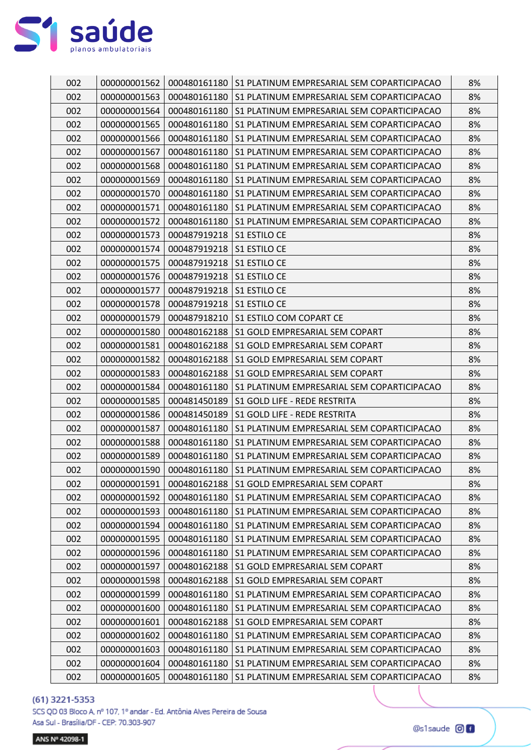| 002 | 000000001562 | 000480161180 | S1 PLATINUM EMPRESARIAL SEM COPARTICIPACAO | 8% |
|---|---|---|---|---|
| 002 | 000000001563 | 000480161180 | S1 PLATINUM EMPRESARIAL SEM COPARTICIPACAO | 8% |
| 002 | 000000001564 | 000480161180 | S1 PLATINUM EMPRESARIAL SEM COPARTICIPACAO | 8% |
| 002 | 000000001565 | 000480161180 | S1 PLATINUM EMPRESARIAL SEM COPARTICIPACAO | 8% |
| 002 | 000000001566 | 000480161180 | S1 PLATINUM EMPRESARIAL SEM COPARTICIPACAO | 8% |
| 002 | 000000001567 | 000480161180 | S1 PLATINUM EMPRESARIAL SEM COPARTICIPACAO | 8% |
| 002 | 000000001568 | 000480161180 | S1 PLATINUM EMPRESARIAL SEM COPARTICIPACAO | 8% |
| 002 | 000000001569 | 000480161180 | S1 PLATINUM EMPRESARIAL SEM COPARTICIPACAO | 8% |
| 002 | 000000001570 | 000480161180 | S1 PLATINUM EMPRESARIAL SEM COPARTICIPACAO | 8% |
| 002 | 000000001571 | 000480161180 | S1 PLATINUM EMPRESARIAL SEM COPARTICIPACAO | 8% |
| 002 | 000000001572 | 000480161180 | S1 PLATINUM EMPRESARIAL SEM COPARTICIPACAO | 8% |
| 002 | 000000001573 | 000487919218 | S1 ESTILO CE | 8% |
| 002 | 000000001574 | 000487919218 | S1 ESTILO CE | 8% |
| 002 | 000000001575 | 000487919218 | S1 ESTILO CE | 8% |
| 002 | 000000001576 | 000487919218 | S1 ESTILO CE | 8% |
| 002 | 000000001577 | 000487919218 | S1 ESTILO CE | 8% |
| 002 | 000000001578 | 000487919218 | S1 ESTILO CE | 8% |
| 002 | 000000001579 | 000487918210 | S1 ESTILO COM COPART CE | 8% |
| 002 | 000000001580 | 000480162188 | S1 GOLD EMPRESARIAL SEM COPART | 8% |
| 002 | 000000001581 | 000480162188 | S1 GOLD EMPRESARIAL SEM COPART | 8% |
| 002 | 000000001582 | 000480162188 | S1 GOLD EMPRESARIAL SEM COPART | 8% |
| 002 | 000000001583 | 000480162188 | S1 GOLD EMPRESARIAL SEM COPART | 8% |
| 002 | 000000001584 | 000480161180 | S1 PLATINUM EMPRESARIAL SEM COPARTICIPACAO | 8% |
| 002 | 000000001585 | 000481450189 | S1 GOLD LIFE - REDE RESTRITA | 8% |
| 002 | 000000001586 | 000481450189 | S1 GOLD LIFE - REDE RESTRITA | 8% |
| 002 | 000000001587 | 000480161180 | S1 PLATINUM EMPRESARIAL SEM COPARTICIPACAO | 8% |
| 002 | 000000001588 | 000480161180 | S1 PLATINUM EMPRESARIAL SEM COPARTICIPACAO | 8% |
| 002 | 000000001589 | 000480161180 | S1 PLATINUM EMPRESARIAL SEM COPARTICIPACAO | 8% |
| 002 | 000000001590 | 000480161180 | S1 PLATINUM EMPRESARIAL SEM COPARTICIPACAO | 8% |
| 002 | 000000001591 | 000480162188 | S1 GOLD EMPRESARIAL SEM COPART | 8% |
| 002 | 000000001592 | 000480161180 | S1 PLATINUM EMPRESARIAL SEM COPARTICIPACAO | 8% |
| 002 | 000000001593 | 000480161180 | S1 PLATINUM EMPRESARIAL SEM COPARTICIPACAO | 8% |
| 002 | 000000001594 | 000480161180 | S1 PLATINUM EMPRESARIAL SEM COPARTICIPACAO | 8% |
| 002 | 000000001595 | 000480161180 | S1 PLATINUM EMPRESARIAL SEM COPARTICIPACAO | 8% |
| 002 | 000000001596 | 000480161180 | S1 PLATINUM EMPRESARIAL SEM COPARTICIPACAO | 8% |
| 002 | 000000001597 | 000480162188 | S1 GOLD EMPRESARIAL SEM COPART | 8% |
| 002 | 000000001598 | 000480162188 | S1 GOLD EMPRESARIAL SEM COPART | 8% |
| 002 | 000000001599 | 000480161180 | S1 PLATINUM EMPRESARIAL SEM COPARTICIPACAO | 8% |
| 002 | 000000001600 | 000480161180 | S1 PLATINUM EMPRESARIAL SEM COPARTICIPACAO | 8% |
| 002 | 000000001601 | 000480162188 | S1 GOLD EMPRESARIAL SEM COPART | 8% |
| 002 | 000000001602 | 000480161180 | S1 PLATINUM EMPRESARIAL SEM COPARTICIPACAO | 8% |
| 002 | 000000001603 | 000480161180 | S1 PLATINUM EMPRESARIAL SEM COPARTICIPACAO | 8% |
| 002 | 000000001604 | 000480161180 | S1 PLATINUM EMPRESARIAL SEM COPARTICIPACAO | 8% |
| 002 | 000000001605 | 000480161180 | S1 PLATINUM EMPRESARIAL SEM COPARTICIPACAO | 8% |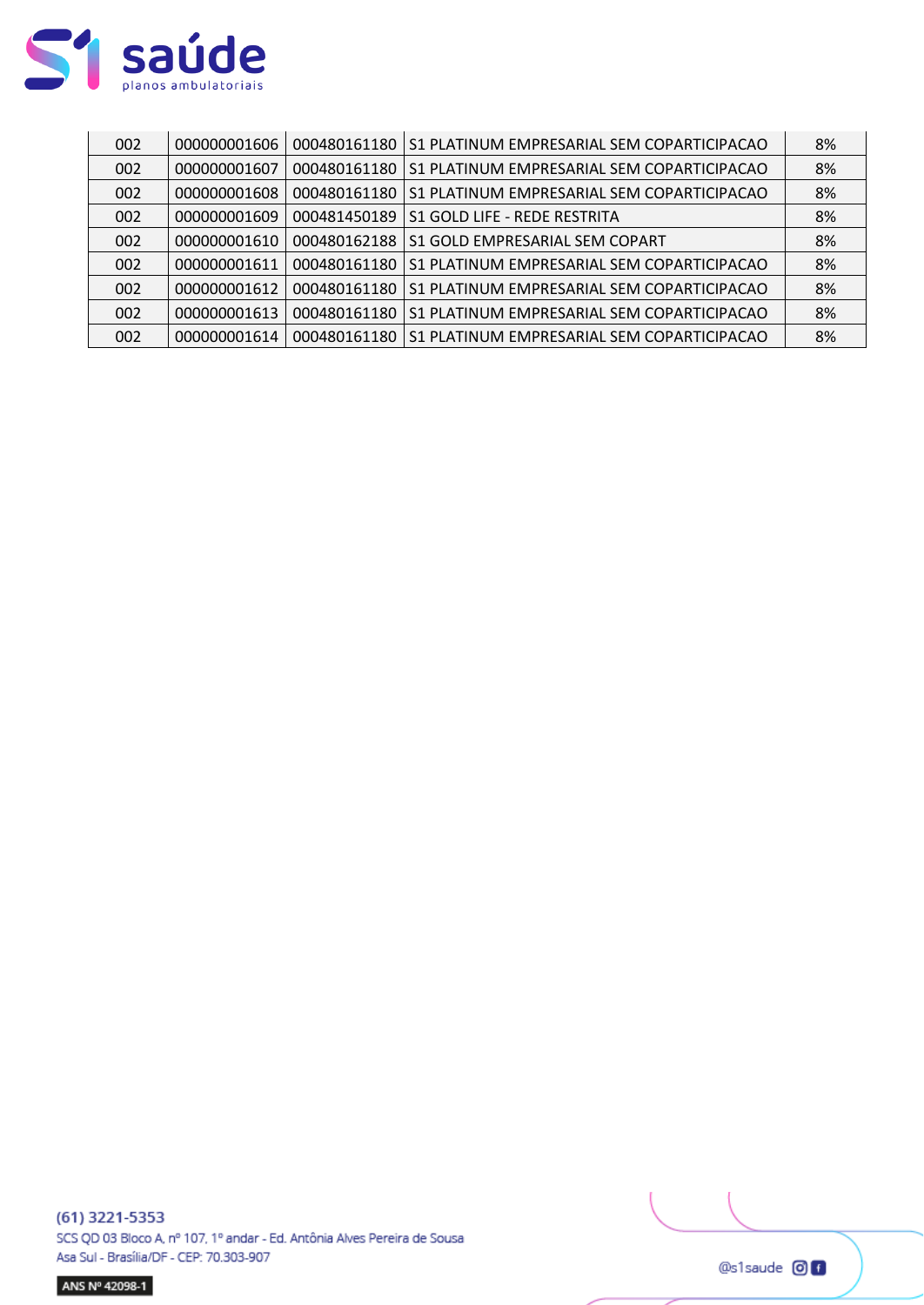| | | | | |
|---|---|---|---|---|
| 002 | 000000001606 | 000480161180 | S1 PLATINUM EMPRESARIAL SEM COPARTICIPACAO | 8% |
| 002 | 000000001607 | 000480161180 | S1 PLATINUM EMPRESARIAL SEM COPARTICIPACAO | 8% |
| 002 | 000000001608 | 000480161180 | S1 PLATINUM EMPRESARIAL SEM COPARTICIPACAO | 8% |
| 002 | 000000001609 | 000481450189 | S1 GOLD LIFE - REDE RESTRITA | 8% |
| 002 | 000000001610 | 000480162188 | S1 GOLD EMPRESARIAL SEM COPART | 8% |
| 002 | 000000001611 | 000480161180 | S1 PLATINUM EMPRESARIAL SEM COPARTICIPACAO | 8% |
| 002 | 000000001612 | 000480161180 | S1 PLATINUM EMPRESARIAL SEM COPARTICIPACAO | 8% |
| 002 | 000000001613 | 000480161180 | S1 PLATINUM EMPRESARIAL SEM COPARTICIPACAO | 8% |
| 002 | 000000001614 | 000480161180 | S1 PLATINUM EMPRESARIAL SEM COPARTICIPACAO | 8% |